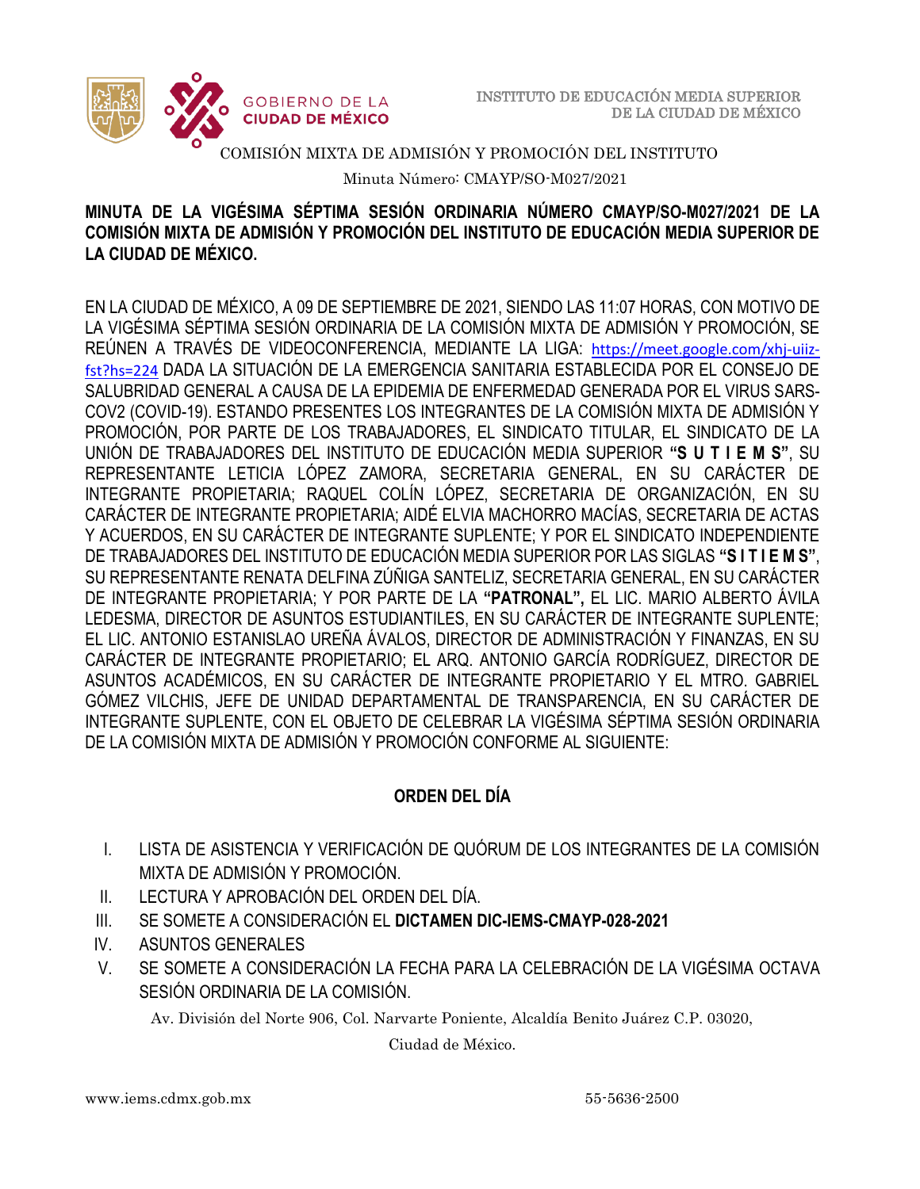COMISIÓN MIXTA DE ADMISIÓN Y PROMOCIÓN DEL INSTITUTO

Minuta Número: CMAYP/SO-M027/2021

**MINUTA DE LA VIGÉSIMA SÉPTIMA SESIÓN ORDINARIA NÚMERO CMAYP/SO-M027/2021 DE LA COMISIÓN MIXTA DE ADMISIÓN Y PROMOCIÓN DEL INSTITUTO DE EDUCACIÓN MEDIA SUPERIOR DE LA CIUDAD DE MÉXICO.**

EN LA CIUDAD DE MÉXICO, A 09 DE SEPTIEMBRE DE 2021, SIENDO LAS 11:07 HORAS, CON MOTIVO DE LA VIGÉSIMA SÉPTIMA SESIÓN ORDINARIA DE LA COMISIÓN MIXTA DE ADMISIÓN Y PROMOCIÓN, SE REÚNEN A TRAVÉS DE VIDEOCONFERENCIA, MEDIANTE LA LIGA: https://meet.google.com/xhj-uiiz-fst?hs=224 DADA LA SITUACIÓN DE LA EMERGENCIA SANITARIA ESTABLECIDA POR EL CONSEJO DE SALUBRIDAD GENERAL A CAUSA DE LA EPIDEMIA DE ENFERMEDAD GENERADA POR EL VIRUS SARS-COV2 (COVID-19). ESTANDO PRESENTES LOS INTEGRANTES DE LA COMISIÓN MIXTA DE ADMISIÓN Y PROMOCIÓN, POR PARTE DE LOS TRABAJADORES, EL SINDICATO TITULAR, EL SINDICATO DE LA UNIÓN DE TRABAJADORES DEL INSTITUTO DE EDUCACIÓN MEDIA SUPERIOR **"S U T I E M S"**, SU REPRESENTANTE LETICIA LÓPEZ ZAMORA, SECRETARIA GENERAL, EN SU CARÁCTER DE INTEGRANTE PROPIETARIA; RAQUEL COLÍN LÓPEZ, SECRETARIA DE ORGANIZACIÓN, EN SU CARÁCTER DE INTEGRANTE PROPIETARIA; AIDÉ ELVIA MACHORRO MACÍAS, SECRETARIA DE ACTAS Y ACUERDOS, EN SU CARÁCTER DE INTEGRANTE SUPLENTE; Y POR EL SINDICATO INDEPENDIENTE DE TRABAJADORES DEL INSTITUTO DE EDUCACIÓN MEDIA SUPERIOR POR LAS SIGLAS **"S I T I E M S"**, SU REPRESENTANTE RENATA DELFINA ZÚÑIGA SANTELIZ, SECRETARIA GENERAL, EN SU CARÁCTER DE INTEGRANTE PROPIETARIA; Y POR PARTE DE LA **"PATRONAL",** EL LIC. MARIO ALBERTO ÁVILA LEDESMA, DIRECTOR DE ASUNTOS ESTUDIANTILES, EN SU CARÁCTER DE INTEGRANTE SUPLENTE; EL LIC. ANTONIO ESTANISLAO UREÑA ÁVALOS, DIRECTOR DE ADMINISTRACIÓN Y FINANZAS, EN SU CARÁCTER DE INTEGRANTE PROPIETARIO; EL ARQ. ANTONIO GARCÍA RODRÍGUEZ, DIRECTOR DE ASUNTOS ACADÉMICOS, EN SU CARÁCTER DE INTEGRANTE PROPIETARIO Y EL MTRO. GABRIEL GÓMEZ VILCHIS, JEFE DE UNIDAD DEPARTAMENTAL DE TRANSPARENCIA, EN SU CARÁCTER DE INTEGRANTE SUPLENTE, CON EL OBJETO DE CELEBRAR LA VIGÉSIMA SÉPTIMA SESIÓN ORDINARIA DE LA COMISIÓN MIXTA DE ADMISIÓN Y PROMOCIÓN CONFORME AL SIGUIENTE:

## ORDEN DEL DÍA

I. LISTA DE ASISTENCIA Y VERIFICACIÓN DE QUÓRUM DE LOS INTEGRANTES DE LA COMISIÓN MIXTA DE ADMISIÓN Y PROMOCIÓN.
II. LECTURA Y APROBACIÓN DEL ORDEN DEL DÍA.
III. SE SOMETE A CONSIDERACIÓN EL **DICTAMEN DIC-IEMS-CMAYP-028-2021**
IV. ASUNTOS GENERALES
V. SE SOMETE A CONSIDERACIÓN LA FECHA PARA LA CELEBRACIÓN DE LA VIGÉSIMA OCTAVA SESIÓN ORDINARIA DE LA COMISIÓN.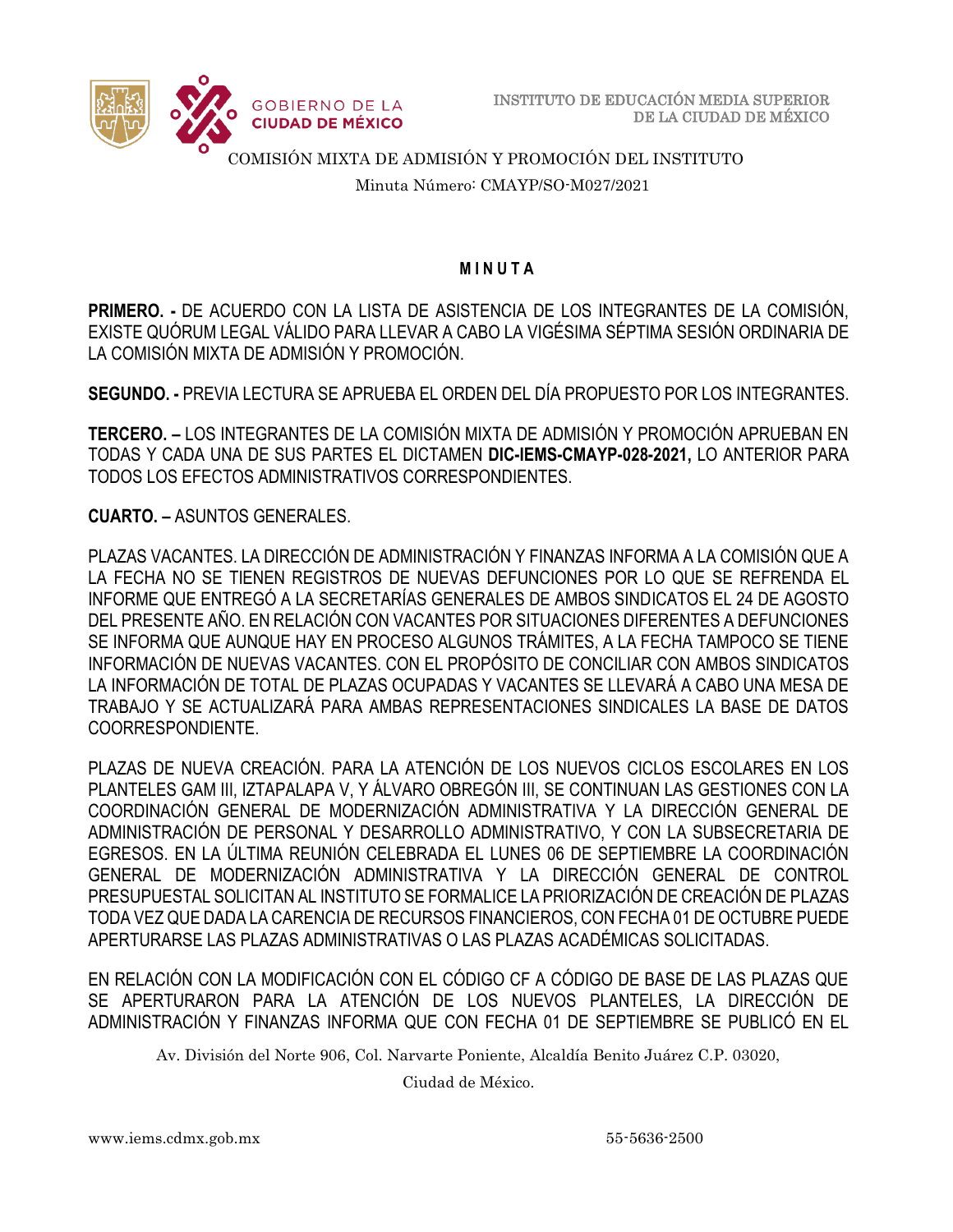COMISIÓN MIXTA DE ADMISIÓN Y PROMOCIÓN DEL INSTITUTO

Minuta Número: CMAYP/SO-M027/2021

**M I N U T A**

**PRIMERO. -** DE ACUERDO CON LA LISTA DE ASISTENCIA DE LOS INTEGRANTES DE LA COMISIÓN, EXISTE QUÓRUM LEGAL VÁLIDO PARA LLEVAR A CABO LA VIGÉSIMA SÉPTIMA SESIÓN ORDINARIA DE LA COMISIÓN MIXTA DE ADMISIÓN Y PROMOCIÓN.

**SEGUNDO. -** PREVIA LECTURA SE APRUEBA EL ORDEN DEL DÍA PROPUESTO POR LOS INTEGRANTES.

**TERCERO. –** LOS INTEGRANTES DE LA COMISIÓN MIXTA DE ADMISIÓN Y PROMOCIÓN APRUEBAN EN TODAS Y CADA UNA DE SUS PARTES EL DICTAMEN **DIC-IEMS-CMAYP-028-2021,** LO ANTERIOR PARA TODOS LOS EFECTOS ADMINISTRATIVOS CORRESPONDIENTES.

**CUARTO. –** ASUNTOS GENERALES.

PLAZAS VACANTES. LA DIRECCIÓN DE ADMINISTRACIÓN Y FINANZAS INFORMA A LA COMISIÓN QUE A LA FECHA NO SE TIENEN REGISTROS DE NUEVAS DEFUNCIONES POR LO QUE SE REFRENDA EL INFORME QUE ENTREGÓ A LA SECRETARÍAS GENERALES DE AMBOS SINDICATOS EL 24 DE AGOSTO DEL PRESENTE AÑO. EN RELACIÓN CON VACANTES POR SITUACIONES DIFERENTES A DEFUNCIONES SE INFORMA QUE AUNQUE HAY EN PROCESO ALGUNOS TRÁMITES, A LA FECHA TAMPOCO SE TIENE INFORMACIÓN DE NUEVAS VACANTES. CON EL PROPÓSITO DE CONCILIAR CON AMBOS SINDICATOS LA INFORMACIÓN DE TOTAL DE PLAZAS OCUPADAS Y VACANTES SE LLEVARÁ A CABO UNA MESA DE TRABAJO Y SE ACTUALIZARÁ PARA AMBAS REPRESENTACIONES SINDICALES LA BASE DE DATOS COORRESPONDIENTE.

PLAZAS DE NUEVA CREACIÓN. PARA LA ATENCIÓN DE LOS NUEVOS CICLOS ESCOLARES EN LOS PLANTELES GAM III, IZTAPALAPA V, Y ÁLVARO OBREGÓN III, SE CONTINUAN LAS GESTIONES CON LA COORDINACIÓN GENERAL DE MODERNIZACIÓN ADMINISTRATIVA Y LA DIRECCIÓN GENERAL DE ADMINISTRACIÓN DE PERSONAL Y DESARROLLO ADMINISTRATIVO, Y CON LA SUBSECRETARIA DE EGRESOS. EN LA ÚLTIMA REUNIÓN CELEBRADA EL LUNES 06 DE SEPTIEMBRE LA COORDINACIÓN GENERAL DE MODERNIZACIÓN ADMINISTRATIVA Y LA DIRECCIÓN GENERAL DE CONTROL PRESUPUESTAL SOLICITAN AL INSTITUTO SE FORMALICE LA PRIORIZACIÓN DE CREACIÓN DE PLAZAS TODA VEZ QUE DADA LA CARENCIA DE RECURSOS FINANCIEROS, CON FECHA 01 DE OCTUBRE PUEDE APERTURARSE LAS PLAZAS ADMINISTRATIVAS O LAS PLAZAS ACADÉMICAS SOLICITADAS.

EN RELACIÓN CON LA MODIFICACIÓN CON EL CÓDIGO CF A CÓDIGO DE BASE DE LAS PLAZAS QUE SE APERTURARON PARA LA ATENCIÓN DE LOS NUEVOS PLANTELES, LA DIRECCIÓN DE ADMINISTRACIÓN Y FINANZAS INFORMA QUE CON FECHA 01 DE SEPTIEMBRE SE PUBLICÓ EN EL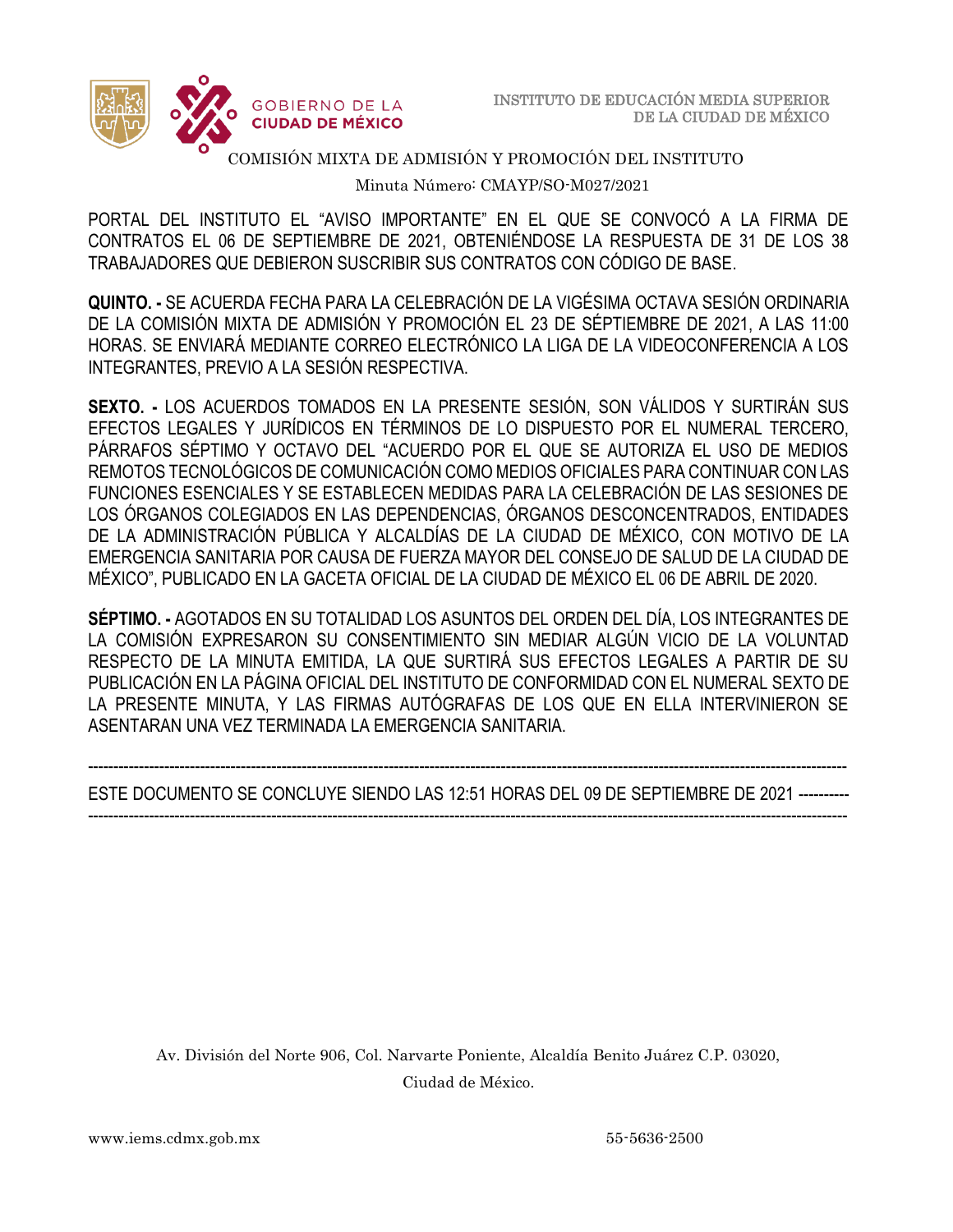PORTAL DEL INSTITUTO EL "AVISO IMPORTANTE" EN EL QUE SE CONVOCÓ A LA FIRMA DE CONTRATOS EL 06 DE SEPTIEMBRE DE 2021, OBTENIÉNDOSE LA RESPUESTA DE 31 DE LOS 38 TRABAJADORES QUE DEBIERON SUSCRIBIR SUS CONTRATOS CON CÓDIGO DE BASE.

**QUINTO. -** SE ACUERDA FECHA PARA LA CELEBRACIÓN DE LA VIGÉSIMA OCTAVA SESIÓN ORDINARIA DE LA COMISIÓN MIXTA DE ADMISIÓN Y PROMOCIÓN EL 23 DE SÉPTIEMBRE DE 2021, A LAS 11:00 HORAS. SE ENVIARÁ MEDIANTE CORREO ELECTRÓNICO LA LIGA DE LA VIDEOCONFERENCIA A LOS INTEGRANTES, PREVIO A LA SESIÓN RESPECTIVA.

**SEXTO. -** LOS ACUERDOS TOMADOS EN LA PRESENTE SESIÓN, SON VÁLIDOS Y SURTIRÁN SUS EFECTOS LEGALES Y JURÍDICOS EN TÉRMINOS DE LO DISPUESTO POR EL NUMERAL TERCERO, PÁRRAFOS SÉPTIMO Y OCTAVO DEL "ACUERDO POR EL QUE SE AUTORIZA EL USO DE MEDIOS REMOTOS TECNOLÓGICOS DE COMUNICACIÓN COMO MEDIOS OFICIALES PARA CONTINUAR CON LAS FUNCIONES ESENCIALES Y SE ESTABLECEN MEDIDAS PARA LA CELEBRACIÓN DE LAS SESIONES DE LOS ÓRGANOS COLEGIADOS EN LAS DEPENDENCIAS, ÓRGANOS DESCONCENTRADOS, ENTIDADES DE LA ADMINISTRACIÓN PÚBLICA Y ALCALDÍAS DE LA CIUDAD DE MÉXICO, CON MOTIVO DE LA EMERGENCIA SANITARIA POR CAUSA DE FUERZA MAYOR DEL CONSEJO DE SALUD DE LA CIUDAD DE MÉXICO", PUBLICADO EN LA GACETA OFICIAL DE LA CIUDAD DE MÉXICO EL 06 DE ABRIL DE 2020.

**SÉPTIMO. -** AGOTADOS EN SU TOTALIDAD LOS ASUNTOS DEL ORDEN DEL DÍA, LOS INTEGRANTES DE LA COMISIÓN EXPRESARON SU CONSENTIMIENTO SIN MEDIAR ALGÚN VICIO DE LA VOLUNTAD RESPECTO DE LA MINUTA EMITIDA, LA QUE SURTIRÁ SUS EFECTOS LEGALES A PARTIR DE SU PUBLICACIÓN EN LA PÁGINA OFICIAL DEL INSTITUTO DE CONFORMIDAD CON EL NUMERAL SEXTO DE LA PRESENTE MINUTA, Y LAS FIRMAS AUTÓGRAFAS DE LOS QUE EN ELLA INTERVINIERON SE ASENTARAN UNA VEZ TERMINADA LA EMERGENCIA SANITARIA.

------------------------------------------------------------------------------------------------------------------------------------------

ESTE DOCUMENTO SE CONCLUYE SIENDO LAS 12:51 HORAS DEL 09 DE SEPTIEMBRE DE 2021 ----------

------------------------------------------------------------------------------------------------------------------------------------------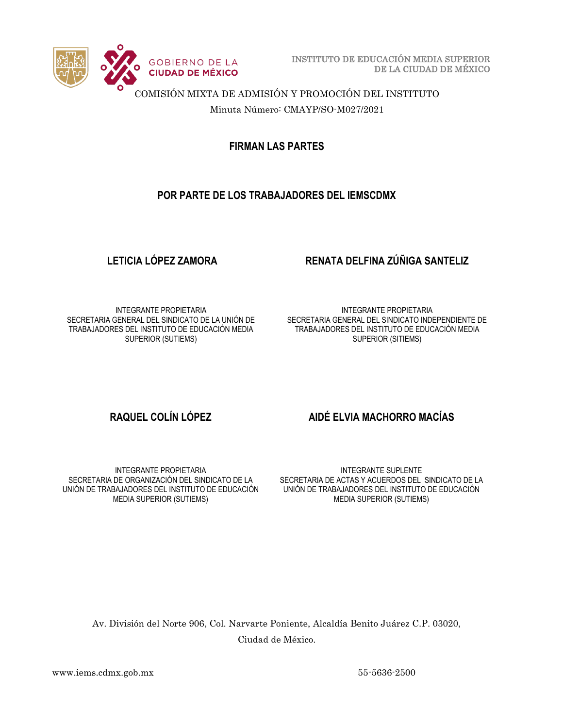COMISIÓN MIXTA DE ADMISIÓN Y PROMOCIÓN DEL INSTITUTO

Minuta Número: CMAYP/SO-M027/2021

**FIRMAN LAS PARTES**

**POR PARTE DE LOS TRABAJADORES DEL IEMSCDMX**

**LETICIA LÓPEZ ZAMORA**

INTEGRANTE PROPIETARIA
SECRETARIA GENERAL DEL SINDICATO DE LA UNIÓN DE TRABAJADORES DEL INSTITUTO DE EDUCACIÓN MEDIA SUPERIOR (SUTIEMS)

**RENATA DELFINA ZÚÑIGA SANTELIZ**

INTEGRANTE PROPIETARIA
SECRETARIA GENERAL DEL SINDICATO INDEPENDIENTE DE TRABAJADORES DEL INSTITUTO DE EDUCACIÓN MEDIA SUPERIOR (SITIEMS)

**RAQUEL COLÍN LÓPEZ**

INTEGRANTE PROPIETARIA
SECRETARIA DE ORGANIZACIÓN DEL SINDICATO DE LA UNIÓN DE TRABAJADORES DEL INSTITUTO DE EDUCACIÓN MEDIA SUPERIOR (SUTIEMS)

**AIDÉ ELVIA MACHORRO MACÍAS**

INTEGRANTE SUPLENTE
SECRETARIA DE ACTAS Y ACUERDOS DEL SINDICATO DE LA UNIÓN DE TRABAJADORES DEL INSTITUTO DE EDUCACIÓN MEDIA SUPERIOR (SUTIEMS)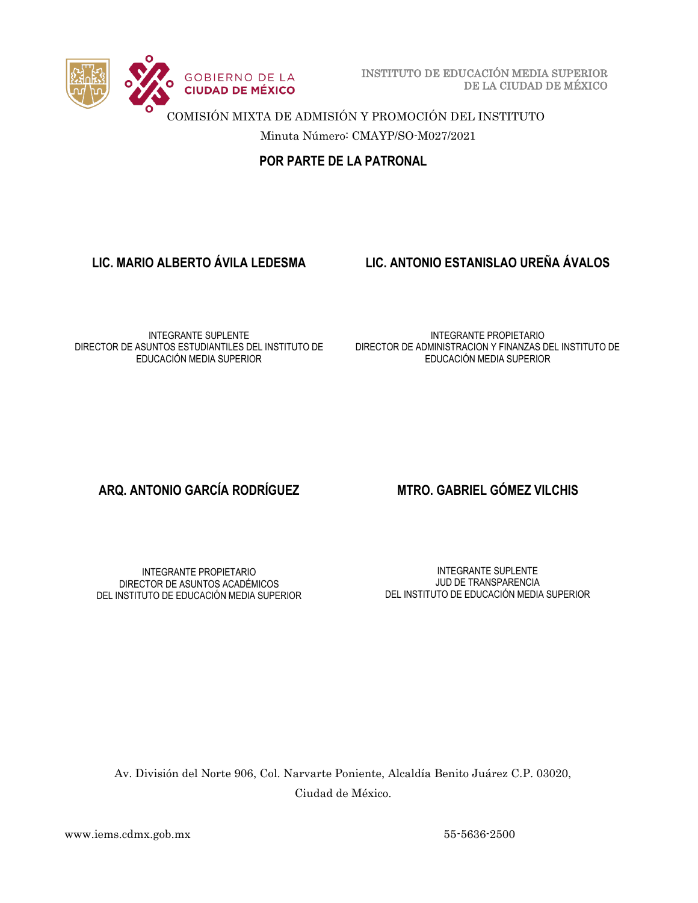COMISIÓN MIXTA DE ADMISIÓN Y PROMOCIÓN DEL INSTITUTO

Minuta Número: CMAYP/SO-M027/2021

**POR PARTE DE LA PATRONAL**

**LIC. MARIO ALBERTO ÁVILA LEDESMA**

INTEGRANTE SUPLENTE
DIRECTOR DE ASUNTOS ESTUDIANTILES DEL INSTITUTO DE EDUCACIÓN MEDIA SUPERIOR

**LIC. ANTONIO ESTANISLAO UREÑA ÁVALOS**

INTEGRANTE PROPIETARIO
DIRECTOR DE ADMINISTRACION Y FINANZAS DEL INSTITUTO DE EDUCACIÓN MEDIA SUPERIOR

**ARQ. ANTONIO GARCÍA RODRÍGUEZ**

INTEGRANTE PROPIETARIO
DIRECTOR DE ASUNTOS ACADÉMICOS
DEL INSTITUTO DE EDUCACIÓN MEDIA SUPERIOR

**MTRO. GABRIEL GÓMEZ VILCHIS**

INTEGRANTE SUPLENTE
JUD DE TRANSPARENCIA
DEL INSTITUTO DE EDUCACIÓN MEDIA SUPERIOR